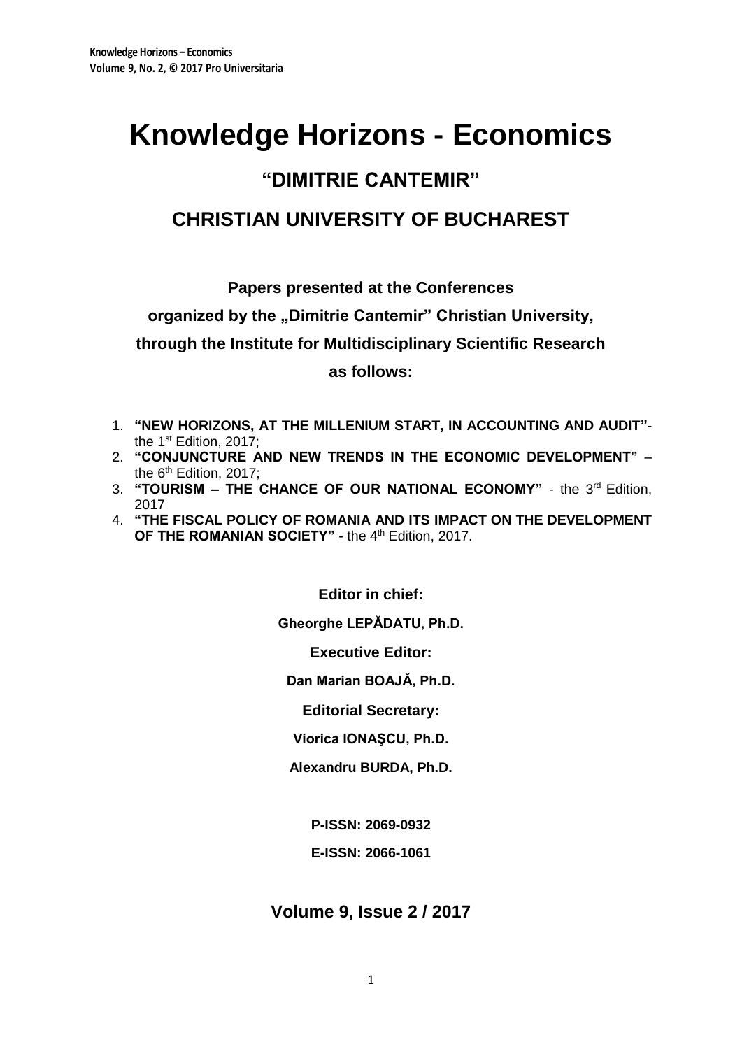# Knowledge Horizons - Economics

## "DIMITRIE CANTEMIR"

## CHRISTIAN UNIVERSITY OF BUCHAREST

**Papers presented at the Conferences**

**organized by the „Dimitrie Cantemir" Christian University,**

**through the Institute for Multidisciplinary Scientific Research**

**as follows:**

1. **"NEW HORIZONS, AT THE MILLENIUM START, IN ACCOUNTING AND AUDIT"**- the 1st Edition, 2017;
2. **"CONJUNCTURE AND NEW TRENDS IN THE ECONOMIC DEVELOPMENT"** – the 6th Edition, 2017;
3. **"TOURISM – THE CHANCE OF OUR NATIONAL ECONOMY"** - the 3rd Edition, 2017
4. **"THE FISCAL POLICY OF ROMANIA AND ITS IMPACT ON THE DEVELOPMENT OF THE ROMANIAN SOCIETY"** - the 4th Edition, 2017.

**Editor in chief:**

**Gheorghe LEPĂDATU, Ph.D.**

**Executive Editor:**

**Dan Marian BOAJĂ, Ph.D.**

**Editorial Secretary:**

**Viorica IONAŞCU, Ph.D.**

**Alexandru BURDA, Ph.D.**

**P-ISSN: 2069-0932**

**E-ISSN: 2066-1061**

## Volume 9, Issue 2 / 2017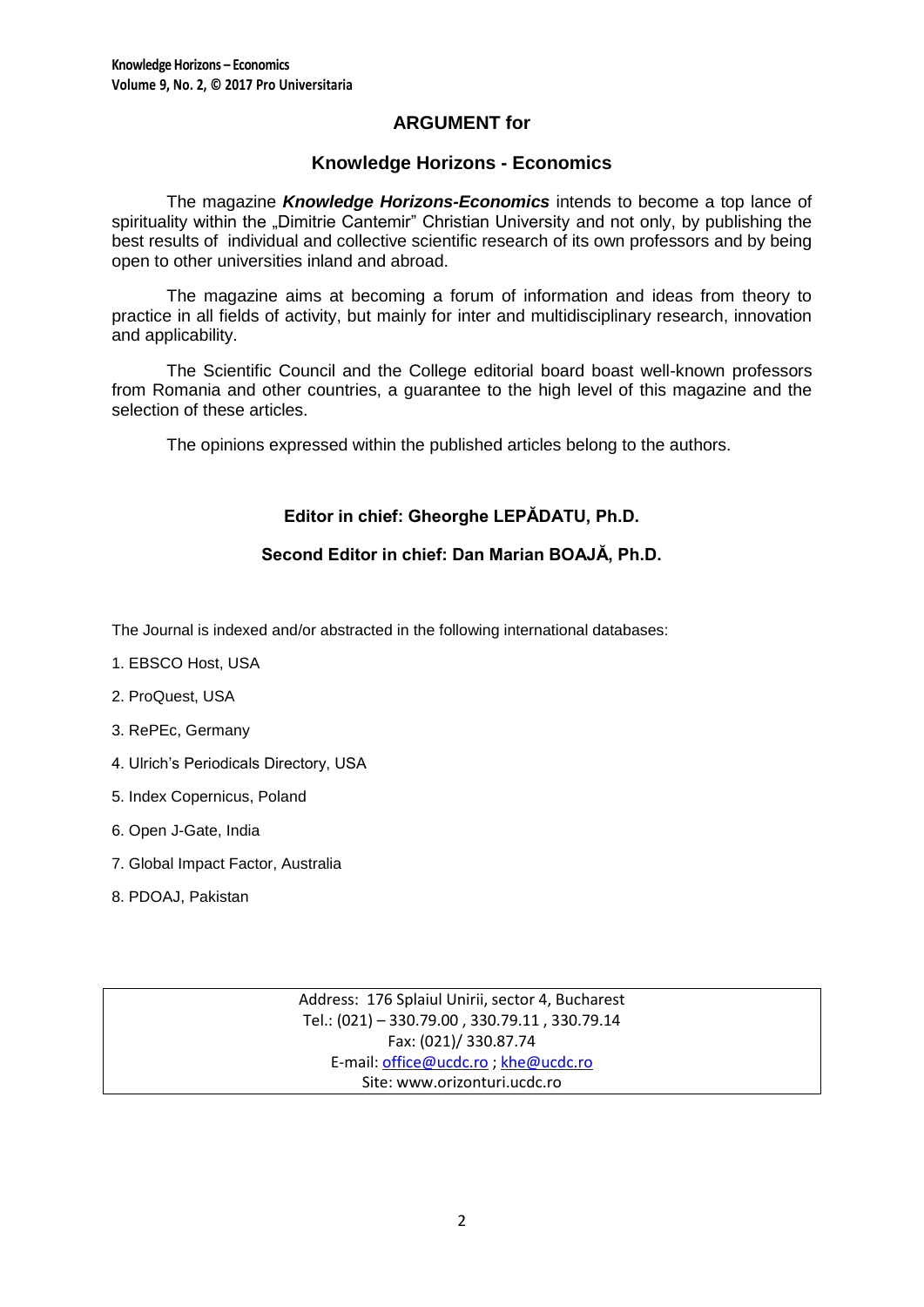## ARGUMENT for

## Knowledge Horizons - Economics

The magazine ***Knowledge Horizons-Economics*** intends to become a top lance of spirituality within the „Dimitrie Cantemir" Christian University and not only, by publishing the best results of individual and collective scientific research of its own professors and by being open to other universities inland and abroad.

The magazine aims at becoming a forum of information and ideas from theory to practice in all fields of activity, but mainly for inter and multidisciplinary research, innovation and applicability.

The Scientific Council and the College editorial board boast well-known professors from Romania and other countries, a guarantee to the high level of this magazine and the selection of these articles.

The opinions expressed within the published articles belong to the authors.

**Editor in chief: Gheorghe LEPĂDATU, Ph.D.**

**Second Editor in chief: Dan Marian BOAJĂ, Ph.D.**

The Journal is indexed and/or abstracted in the following international databases:

1. EBSCO Host, USA
2. ProQuest, USA
3. RePEc, Germany
4. Ulrich's Periodicals Directory, USA
5. Index Copernicus, Poland
6. Open J-Gate, India
7. Global Impact Factor, Australia
8. PDOAJ, Pakistan

Address: 176 Splaiul Unirii, sector 4, Bucharest
Tel.: (021) – 330.79.00 , 330.79.11 , 330.79.14
Fax: (021)/ 330.87.74
E-mail: office@ucdc.ro ; khe@ucdc.ro
Site: www.orizonturi.ucdc.ro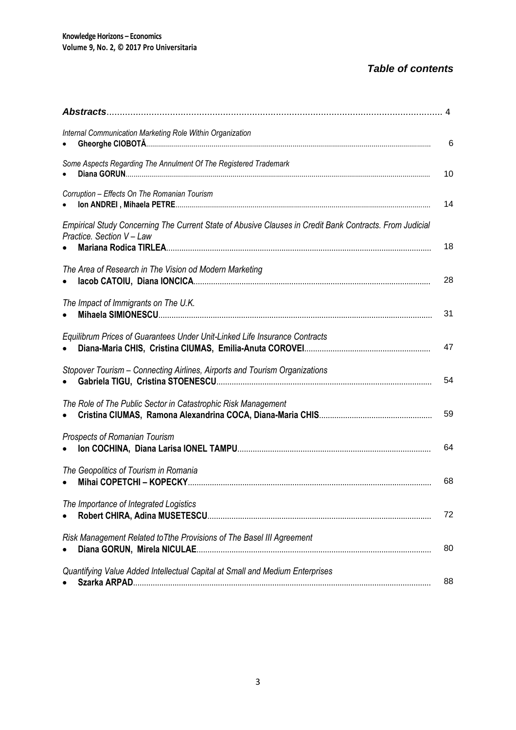## *Table of contents*

| | |
|---|---|
| ***Abstracts*** | 4 |
| *Internal Communication Marketing Role Within Organization*<br>• **Gheorghe CIOBOTĂ** | 6 |
| *Some Aspects Regarding The Annulment Of The Registered Trademark*<br>• **Diana GORUN** | 10 |
| *Corruption – Effects On The Romanian Tourism*<br>• **Ion ANDREI , Mihaela PETRE** | 14 |
| *Empirical Study Concerning The Current State of Abusive Clauses in Credit Bank Contracts. From Judicial Practice. Section V – Law*<br>• **Mariana Rodica TIRLEA** | 18 |
| *The Area of Research in The Vision od Modern Marketing*<br>• **Iacob CATOIU, Diana IONCICA** | 28 |
| *The Impact of Immigrants on The U.K.*<br>• **Mihaela SIMIONESCU** | 31 |
| *Equilibrum Prices of Guarantees Under Unit-Linked Life Insurance Contracts*<br>• **Diana-Maria CHIS, Cristina CIUMAS, Emilia-Anuta COROVEI** | 47 |
| *Stopover Tourism – Connecting Airlines, Airports and Tourism Organizations*<br>• **Gabriela TIGU, Cristina STOENESCU** | 54 |
| *The Role of The Public Sector in Catastrophic Risk Management*<br>• **Cristina CIUMAS, Ramona Alexandrina COCA, Diana-Maria CHIS** | 59 |
| *Prospects of Romanian Tourism*<br>• **Ion COCHINA, Diana Larisa IONEL TAMPU** | 64 |
| *The Geopolitics of Tourism in Romania*<br>• **Mihai COPETCHI – KOPECKY** | 68 |
| *The Importance of Integrated Logistics*<br>• **Robert CHIRA, Adina MUSETESCU** | 72 |
| *Risk Management Related toTthe Provisions of The Basel III Agreement*<br>• **Diana GORUN, Mirela NICULAE** | 80 |
| *Quantifying Value Added Intellectual Capital at Small and Medium Enterprises*<br>• **Szarka ARPAD** | 88 |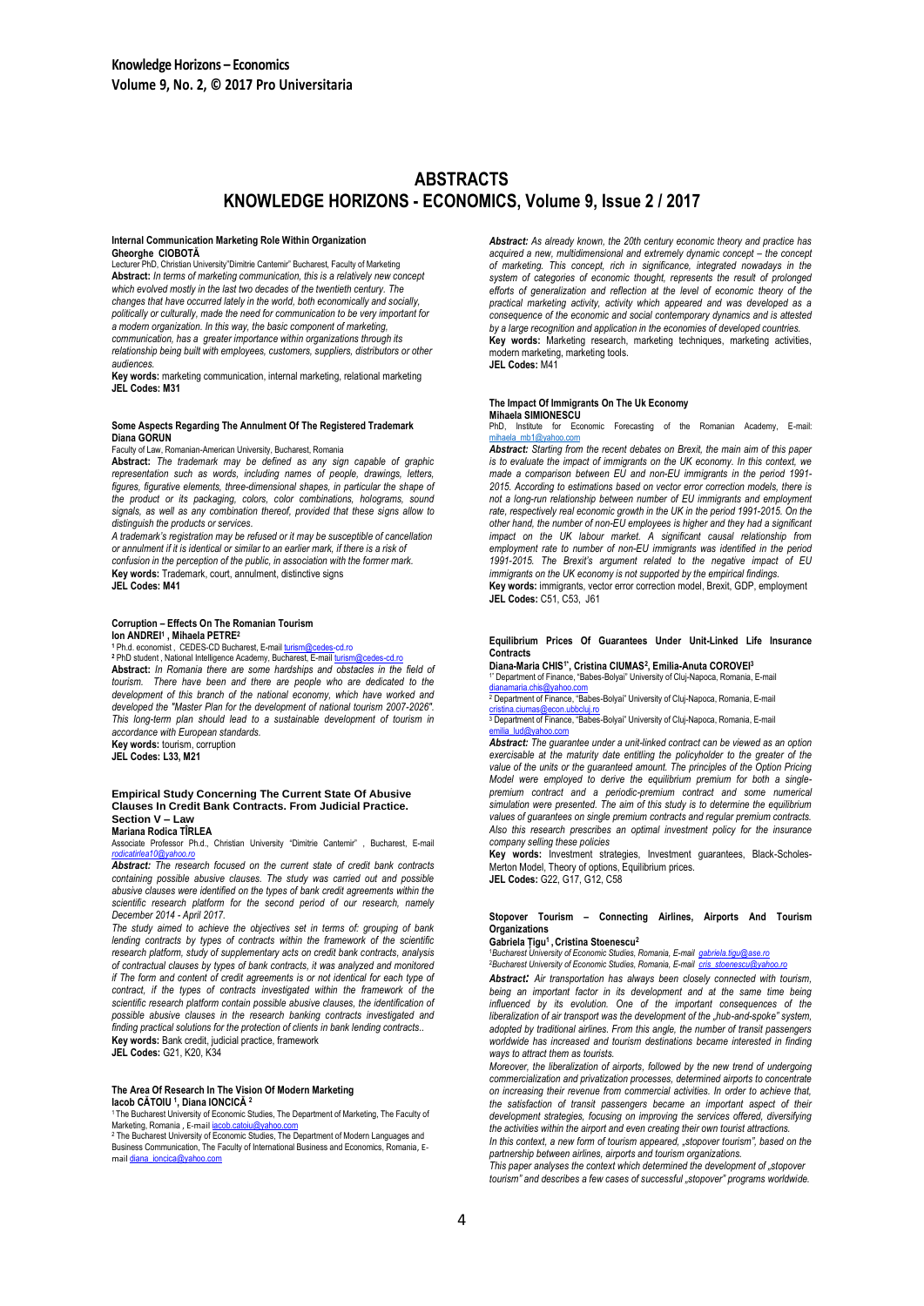# ABSTRACTS
# KNOWLEDGE HORIZONS - ECONOMICS, Volume 9, Issue 2 / 2017

### Internal Communication Marketing Role Within Organization

**Gheorghe CIOBOTĂ**

Lecturer PhD, Christian University"Dimitrie Cantemir" Bucharest, Faculty of Marketing

**Abstract:** *In terms of marketing communication, this is a relatively new concept which evolved mostly in the last two decades of the twentieth century. The changes that have occurred lately in the world, both economically and socially, politically or culturally, made the need for communication to be very important for a modern organization. In this way, the basic component of marketing, communication, has a greater importance within organizations through its relationship being built with employees, customers, suppliers, distributors or other audiences.*

**Key words:** marketing communication, internal marketing, relational marketing

**JEL Codes: M31**

### Some Aspects Regarding The Annulment Of The Registered Trademark

**Diana GORUN**

Faculty of Law, Romanian-American University, Bucharest, Romania

**Abstract:** *The trademark may be defined as any sign capable of graphic representation such as words, including names of people, drawings, letters, figures, figurative elements, three-dimensional shapes, in particular the shape of the product or its packaging, colors, color combinations, holograms, sound signals, as well as any combination thereof, provided that these signs allow to distinguish the products or services.*

*A trademark's registration may be refused or it may be susceptible of cancellation or annulment if it is identical or similar to an earlier mark, if there is a risk of confusion in the perception of the public, in association with the former mark.*

**Key words:** Trademark, court, annulment, distinctive signs

**JEL Codes: M41**

### Corruption – Effects On The Romanian Tourism

**Ion ANDREI[1] , Mihaela PETRE[2]**

[1] Ph.d. economist , CEDES-CD Bucharest, E-mail turism@cedes-cd.ro

[2] PhD student , National Intelligence Academy, Bucharest, E-mail turism@cedes-cd.ro

**Abstract:** *In Romania there are some hardships and obstacles in the field of tourism. There have been and there are people who are dedicated to the development of this branch of the national economy, which have worked and developed the "Master Plan for the development of national tourism 2007-2026". This long-term plan should lead to a sustainable development of tourism in accordance with European standards.*

**Key words:** tourism, corruption

**JEL Codes: L33, M21**

### Empirical Study Concerning The Current State Of Abusive Clauses In Credit Bank Contracts. From Judicial Practice. Section V – Law

**Mariana Rodica TÎRLEA**

Associate Professor Ph.d., Christian University "Dimitrie Cantemir" , Bucharest, E-mail rodicatirlea10@yahoo.ro

***Abstract:*** *The research focused on the current state of credit bank contracts containing possible abusive clauses. The study was carried out and possible abusive clauses were identified on the types of bank credit agreements within the scientific research platform for the second period of our research, namely December 2014 - April 2017.*

*The study aimed to achieve the objectives set in terms of: grouping of bank lending contracts by types of contracts within the framework of the scientific research platform, study of supplementary acts on credit bank contracts, analysis of contractual clauses by types of bank contracts, it was analyzed and monitored if The form and content of credit agreements is or not identical for each type of contract, if the types of contracts investigated within the framework of the scientific research platform contain possible abusive clauses, the identification of possible abusive clauses in the research banking contracts investigated and finding practical solutions for the protection of clients in bank lending contracts..*

**Key words:** Bank credit, judicial practice, framework

**JEL Codes:** G21, K20, K34

### The Area Of Research In The Vision Of Modern Marketing

**Iacob CĂTOIU [1], Diana IONCICĂ [2]**

[1] The Bucharest University of Economic Studies, The Department of Marketing, The Faculty of Marketing, Romania , E-mail iacob.catoiu@yahoo.com

[2] The Bucharest University of Economic Studies, The Department of Modern Languages and Business Communication, The Faculty of International Business and Economics, Romania, E-mail diana_ioncica@yahoo.com

***Abstract:*** *As already known, the 20th century economic theory and practice has acquired a new, multidimensional and extremely dynamic concept – the concept of marketing. This concept, rich in significance, integrated nowadays in the system of categories of economic thought, represents the result of prolonged efforts of generalization and reflection at the level of economic theory of the practical marketing activity, activity which appeared and was developed as a consequence of the economic and social contemporary dynamics and is attested by a large recognition and application in the economies of developed countries.*

**Key words:** Marketing research, marketing techniques, marketing activities, modern marketing, marketing tools.

**JEL Codes:** M41

### The Impact Of Immigrants On The Uk Economy

**Mihaela SIMIONESCU**

PhD, Institute for Economic Forecasting of the Romanian Academy, E-mail: mihaela_mb1@yahoo.com

***Abstract:*** *Starting from the recent debates on Brexit, the main aim of this paper is to evaluate the impact of immigrants on the UK economy. In this context, we made a comparison between EU and non-EU immigrants in the period 1991-2015. According to estimations based on vector error correction models, there is not a long-run relationship between number of EU immigrants and employment rate, respectively real economic growth in the UK in the period 1991-2015. On the other hand, the number of non-EU employees is higher and they had a significant impact on the UK labour market. A significant causal relationship from employment rate to number of non-EU immigrants was identified in the period 1991-2015. The Brexit's argument related to the negative impact of EU immigrants on the UK economy is not supported by the empirical findings.*

**Key words:** immigrants, vector error correction model, Brexit, GDP, employment

**JEL Codes:** C51, C53, J61

### Equilibrium Prices Of Guarantees Under Unit-Linked Life Insurance Contracts

**Diana-Maria CHIS[1\*], Cristina CIUMAS[2], Emilia-Anuta COROVEI[3]**

[1\*] Department of Finance, "Babes-Bolyai" University of Cluj-Napoca, Romania, E-mail dianamaria.chis@yahoo.com

[2] Department of Finance, "Babes-Bolyai" University of Cluj-Napoca, Romania, E-mail cristina.ciumas@econ.ubbcluj.ro

[3] Department of Finance, "Babes-Bolyai" University of Cluj-Napoca, Romania, E-mail emilia_lud@yahoo.com

***Abstract:*** *The guarantee under a unit-linked contract can be viewed as an option exercisable at the maturity date entitling the policyholder to the greater of the value of the units or the guaranteed amount. The principles of the Option Pricing Model were employed to derive the equilibrium premium for both a single-premium contract and a periodic-premium contract and some numerical simulation were presented. The aim of this study is to determine the equilibrium values of guarantees on single premium contracts and regular premium contracts. Also this research prescribes an optimal investment policy for the insurance company selling these policies*

**Key words:** Investment strategies, Investment guarantees, Black-Scholes-Merton Model, Theory of options, Equilibrium prices.

**JEL Codes:** G22, G17, G12, C58

### Stopover Tourism – Connecting Airlines, Airports And Tourism Organizations

**Gabriela Ţigu[1] , Cristina Stoenescu[2]**

[1] Bucharest University of Economic Studies, Romania, E-mail gabriela.tigu@ase.ro

[2] Bucharest University of Economic Studies, Romania, E-mail cris_stoenescu@yahoo.ro

***Abstract:*** *Air transportation has always been closely connected with tourism, being an important factor in its development and at the same time being influenced by its evolution. One of the important consequences of the liberalization of air transport was the development of the „hub-and-spoke" system, adopted by traditional airlines. From this angle, the number of transit passengers worldwide has increased and tourism destinations became interested in finding ways to attract them as tourists.*

*Moreover, the liberalization of airports, followed by the new trend of undergoing commercialization and privatization processes, determined airports to concentrate on increasing their revenue from commercial activities. In order to achieve that, the satisfaction of transit passengers became an important aspect of their development strategies, focusing on improving the services offered, diversifying the activities within the airport and even creating their own tourist attractions.*

*In this context, a new form of tourism appeared, „stopover tourism", based on the partnership between airlines, airports and tourism organizations.*

*This paper analyses the context which determined the development of „stopover tourism" and describes a few cases of successful „stopover" programs worldwide.*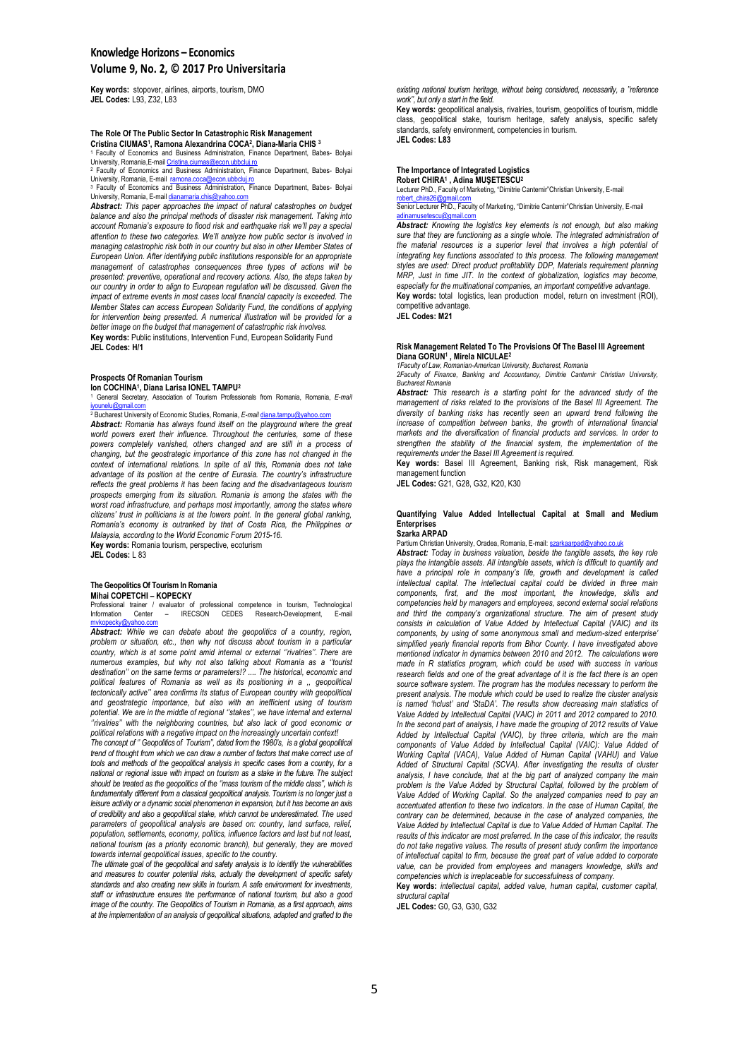**Key words:** stopover, airlines, airports, tourism, DMO
**JEL Codes:** L93, Z32, L83

### The Role Of The Public Sector In Catastrophic Risk Management

**Cristina CIUMAS[1], Ramona Alexandrina COCA[2], Diana-Maria CHIS [3]**

[1] Faculty of Economics and Business Administration, Finance Department, Babes- Bolyai University, Romania,E-mail Cristina.ciumas@econ.ubbcluj.ro
[2] Faculty of Economics and Business Administration, Finance Department, Babes- Bolyai University, Romania, E-mail ramona.coca@econ.ubbcluj.ro
[3] Faculty of Economics and Business Administration, Finance Department, Babes- Bolyai University, Romania, E-mail dianamaria.chis@yahoo.com

***Abstract:*** *This paper approaches the impact of natural catastrophes on budget balance and also the principal methods of disaster risk management. Taking into account Romania's exposure to flood risk and earthquake risk we'll pay a special attention to these two categories. We'll analyze how public sector is involved in managing catastrophic risk both in our country but also in other Member States of European Union. After identifying public institutions responsible for an appropriate management of catastrophes consequences three types of actions will be presented: preventive, operational and recovery actions. Also, the steps taken by our country in order to align to European regulation will be discussed. Given the impact of extreme events in most cases local financial capacity is exceeded. The Member States can access European Solidarity Fund, the conditions of applying for intervention being presented. A numerical illustration will be provided for a better image on the budget that management of catastrophic risk involves.*

**Key words:** Public institutions, Intervention Fund, European Solidarity Fund
**JEL Codes:** H/1

### Prospects Of Romanian Tourism

**Ion COCHINA[1], Diana Larisa IONEL TAMPU[2]**

[1] General Secretary, Association of Tourism Professionals from Romania, Romania, *E-mail* iyounelu@gmail.com
[2] Bucharest University of Economic Studies, Romania, *E-mail* diana.tampu@yahoo.com

***Abstract:*** *Romania has always found itself on the playground where the great world powers exert their influence. Throughout the centuries, some of these powers completely vanished, others changed and are still in a process of changing, but the geostrategic importance of this zone has not changed in the context of international relations. In spite of all this, Romania does not take advantage of its position at the centre of Eurasia. The country's infrastructure reflects the great problems it has been facing and the disadvantageous tourism prospects emerging from its situation. Romania is among the states with the worst road infrastructure, and perhaps most importantly, among the states where citizens' trust in politicians is at the lowers point. In the general global ranking, Romania's economy is outranked by that of Costa Rica, the Philippines or Malaysia, according to the World Economic Forum 2015-16.*

**Key words:** Romania tourism, perspective, ecoturism
**JEL Codes:** L 83

### The Geopolitics Of Tourism In Romania

**Mihai COPETCHI – KOPECKY**

Professional trainer / evaluator of professional competence in tourism, Technological Information Center – IRECSON CEDES Research-Development, E-mail mvkopecky@yahoo.com

***Abstract:*** *While we can debate about the geopolitics of a country, region, problem or situation, etc., then why not discuss about tourism in a particular country, which is at some point amid internal or external ''rivalries''. There are numerous examples, but why not also talking about Romania as a ''tourist destination'' on the same terms or parameters!? .... The historical, economic and political features of Romania as well as its positioning in a ,, geopolitical tectonically active'' area confirms its status of European country with geopolitical and geostrategic importance, but also with an inefficient using of tourism potential. We are in the middle of regional ''stakes'', we have internal and external ''rivalries'' with the neighboring countries, but also lack of good economic or political relations with a negative impact on the increasingly uncertain context!*

*The concept of '' Geopolitics of Tourism'', dated from the 1980's, is a global geopolitical trend of thought from which we can draw a number of factors that make correct use of tools and methods of the geopolitical analysis in specific cases from a country, for a national or regional issue with impact on tourism as a stake in the future. The subject should be treated as the geopolitics of the ''mass tourism of the middle class'', which is fundamentally different from a classical geopolitical analysis. Tourism is no longer just a leisure activity or a dynamic social phenomenon in expansion, but it has become an axis of credibility and also a geopolitical stake, which cannot be underestimated. The used parameters of geopolitical analysis are based on: country, land surface, relief, population, settlements, economy, politics, influence factors and last but not least, national tourism (as a priority economic branch), but generally, they are moved towards internal geopolitical issues, specific to the country.*

*The ultimate goal of the geopolitical and safety analysis is to identify the vulnerabilities and measures to counter potential risks, actually the development of specific safety standards and also creating new skills in tourism. A safe environment for investments, staff or infrastructure ensures the performance of national tourism, but also a good image of the country. The Geopolitics of Tourism in Romania, as a first approach, aims at the implementation of an analysis of geopolitical situations, adapted and grafted to the existing national tourism heritage, without being considered, necessarily, a ''reference work'', but only a start in the field.*

**Key words:** geopolitical analysis, rivalries, tourism, geopolitics of tourism, middle class, geopolitical stake, tourism heritage, safety analysis, specific safety standards, safety environment, competencies in tourism.
**JEL Codes: L83**

### The Importance of Integrated Logistics

**Robert CHIRA[1] , Adina MUȘETESCU[2]**

Lecturer PhD., Faculty of Marketing, "Dimitrie Cantemir"Christian University, E-mail robert_chira26@gmail.com
Senior Lecturer PhD., Faculty of Marketing, "Dimitrie Cantemir"Christian University, E-mail adinamusetescu@gmail.com

***Abstract:*** *Knowing the logistics key elements is not enough, but also making sure that they are functioning as a single whole. The integrated administration of the material resources is a superior level that involves a high potential of integrating key functions associated to this process. The following management styles are used: Direct product profitability DDP, Materials requirement planning MRP, Just in time JIT. In the context of globalization, logistics may become, especially for the multinational companies, an important competitive advantage.*

**Key words:** total logistics, lean production model, return on investment (ROI), competitive advantage.
**JEL Codes: M21**

### Risk Management Related To The Provisions Of The Basel III Agreement

**Diana GORUN[1] , Mirela NICULAE[2]**

*1Faculty of Law, Romanian-American University, Bucharest, Romania*
*2Faculty of Finance, Banking and Accountancy, Dimitrie Cantemir Christian University, Bucharest Romania*

***Abstract:*** *This research is a starting point for the advanced study of the management of risks related to the provisions of the Basel III Agreement. The diversity of banking risks has recently seen an upward trend following the increase of competition between banks, the growth of international financial markets and the diversification of financial products and services. In order to strengthen the stability of the financial system, the implementation of the requirements under the Basel III Agreement is required.*

**Key words:** Basel III Agreement, Banking risk, Risk management, Risk management function
**JEL Codes:** G21, G28, G32, K20, K30

### Quantifying Value Added Intellectual Capital at Small and Medium Enterprises

**Szarka ARPAD**

Partium Christian University, Oradea, Romania, E-mail: szarkaarpad@yahoo.co.uk

***Abstract:*** *Today in business valuation, beside the tangible assets, the key role plays the intangible assets. All intangible assets, which is difficult to quantify and have a principal role in company's life, growth and development is called intellectual capital. The intellectual capital could be divided in three main components, first, and the most important, the knowledge, skills and competencies held by managers and employees, second external social relations and third the company's organizational structure. The aim of present study consists in calculation of Value Added by Intellectual Capital (VAIC) and its components, by using of some anonymous small and medium-sized enterprise' simplified yearly financial reports from Bihor County. I have investigated above mentioned indicator in dynamics between 2010 and 2012. The calculations were made in R statistics program, which could be used with success in various research fields and one of the great advantage of it is the fact there is an open source software system. The program has the modules necessary to perform the present analysis. The module which could be used to realize the cluster analysis is named 'hclust' and 'StaDA'. The results show decreasing main statistics of Value Added by Intellectual Capital (VAIC) in 2011 and 2012 compared to 2010. In the second part of analysis, I have made the grouping of 2012 results of Value Added by Intellectual Capital (VAIC), by three criteria, which are the main components of Value Added by Intellectual Capital (VAIC): Value Added of Working Capital (VACA), Value Added of Human Capital (VAHU) and Value Added of Structural Capital (SCVA). After investigating the results of cluster analysis, I have conclude, that at the big part of analyzed company the main problem is the Value Added by Structural Capital, followed by the problem of Value Added of Working Capital. So the analyzed companies need to pay an accentuated attention to these two indicators. In the case of Human Capital, the contrary can be determined, because in the case of analyzed companies, the Value Added by Intellectual Capital is due to Value Added of Human Capital. The results of this indicator are most preferred. In the case of this indicator, the results do not take negative values. The results of present study confirm the importance of intellectual capital to firm, because the great part of value added to corporate value, can be provided from employees and managers knowledge, skills and competencies which is irreplaceable for successfulness of company.*

**Key words:** *intellectual capital, added value, human capital, customer capital, structural capital*
**JEL Codes:** G0, G3, G30, G32